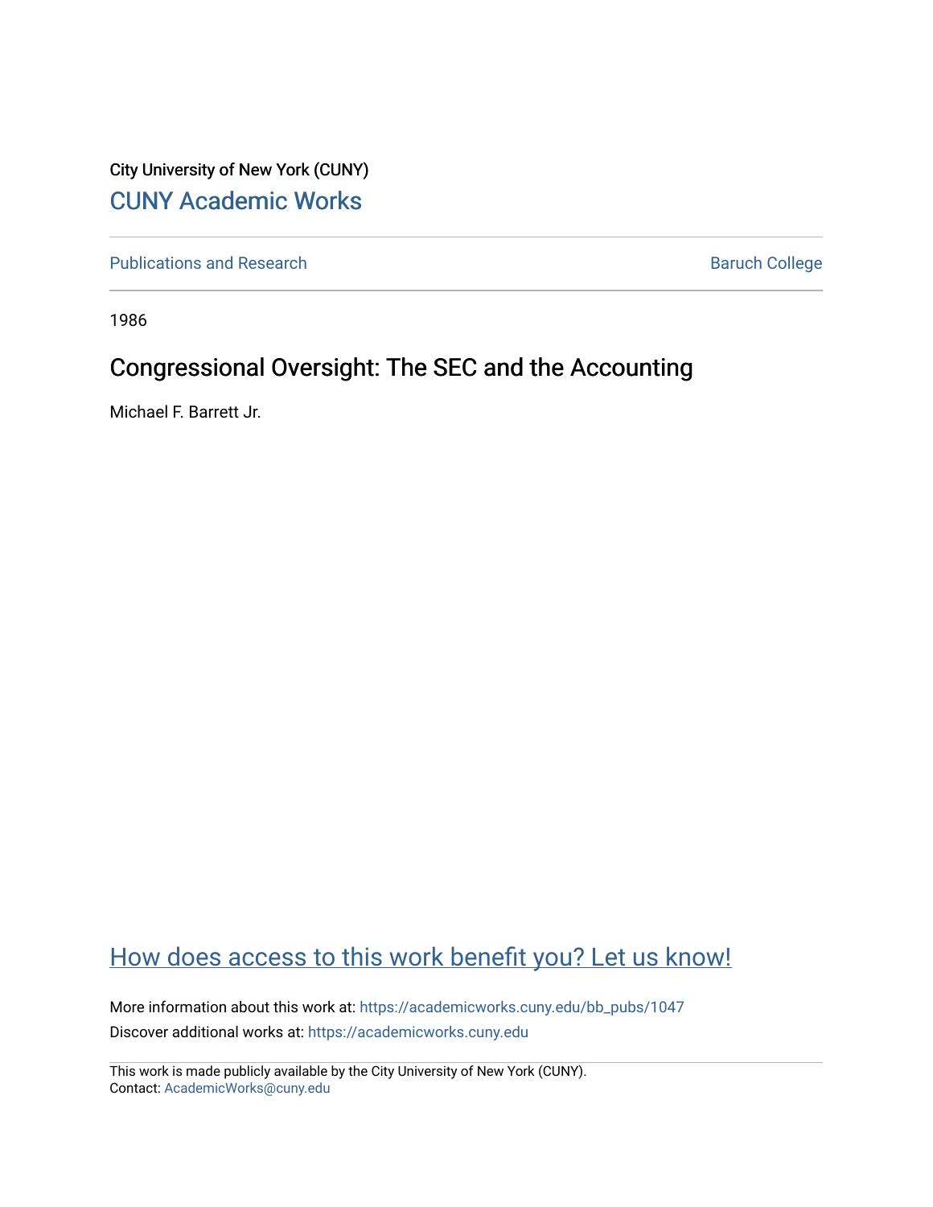City University of New York (CUNY)

## CUNY Academic Works

Publications and Research

Baruch College

1986

# Congressional Oversight: The SEC and the Accounting

Michael F. Barrett Jr.

How does access to this work benefit you? Let us know!

More information about this work at: https://academicworks.cuny.edu/bb_pubs/1047

Discover additional works at: https://academicworks.cuny.edu

This work is made publicly available by the City University of New York (CUNY).
Contact: AcademicWorks@cuny.edu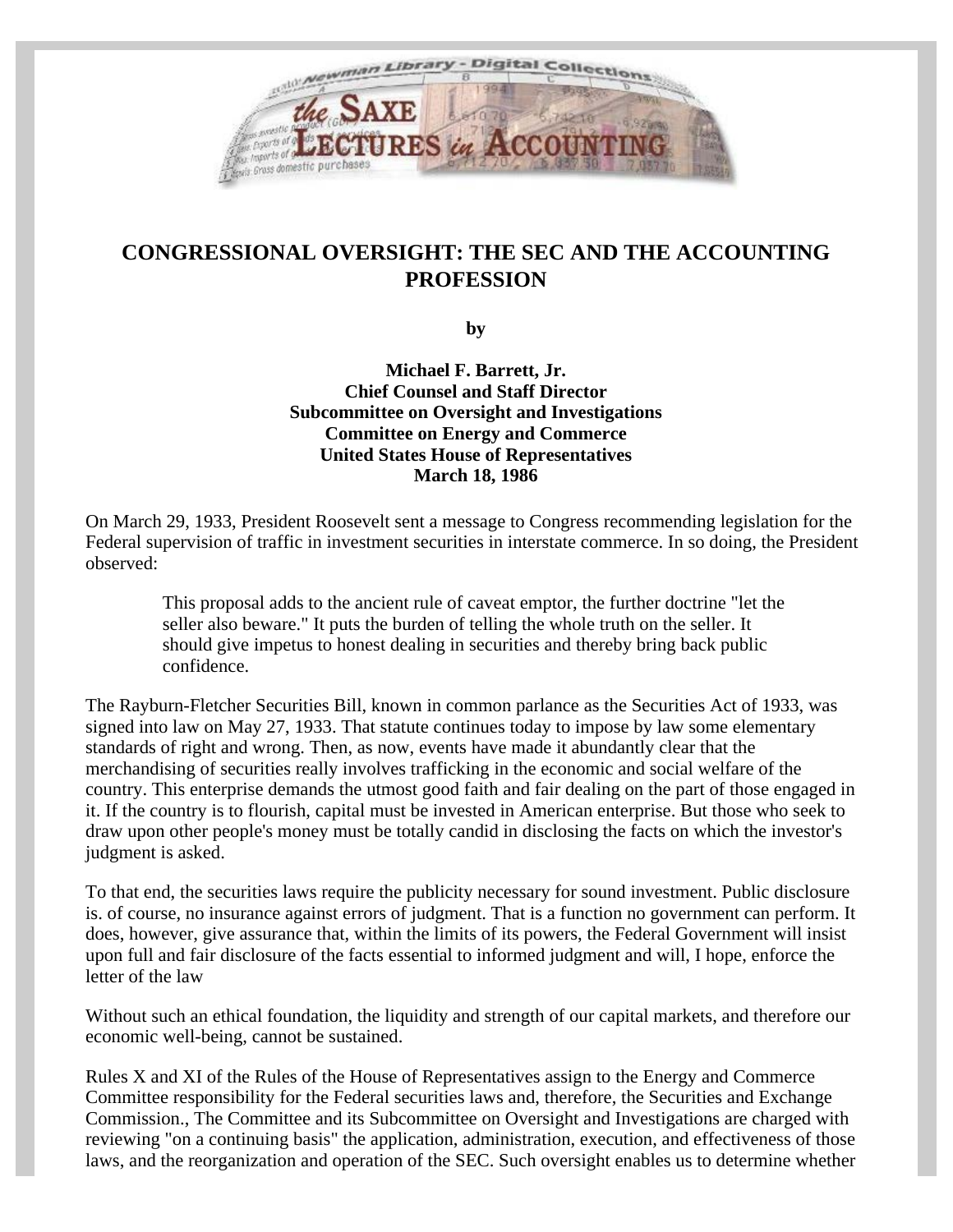## CONGRESSIONAL OVERSIGHT: THE SEC AND THE ACCOUNTING PROFESSION

**by**

**Michael F. Barrett, Jr.**
**Chief Counsel and Staff Director**
**Subcommittee on Oversight and Investigations**
**Committee on Energy and Commerce**
**United States House of Representatives**
**March 18, 1986**

On March 29, 1933, President Roosevelt sent a message to Congress recommending legislation for the Federal supervision of traffic in investment securities in interstate commerce. In so doing, the President observed:

> This proposal adds to the ancient rule of caveat emptor, the further doctrine "let the seller also beware." It puts the burden of telling the whole truth on the seller. It should give impetus to honest dealing in securities and thereby bring back public confidence.

The Rayburn-Fletcher Securities Bill, known in common parlance as the Securities Act of 1933, was signed into law on May 27, 1933. That statute continues today to impose by law some elementary standards of right and wrong. Then, as now, events have made it abundantly clear that the merchandising of securities really involves trafficking in the economic and social welfare of the country. This enterprise demands the utmost good faith and fair dealing on the part of those engaged in it. If the country is to flourish, capital must be invested in American enterprise. But those who seek to draw upon other people's money must be totally candid in disclosing the facts on which the investor's judgment is asked.

To that end, the securities laws require the publicity necessary for sound investment. Public disclosure is. of course, no insurance against errors of judgment. That is a function no government can perform. It does, however, give assurance that, within the limits of its powers, the Federal Government will insist upon full and fair disclosure of the facts essential to informed judgment and will, I hope, enforce the letter of the law

Without such an ethical foundation, the liquidity and strength of our capital markets, and therefore our economic well-being, cannot be sustained.

Rules X and XI of the Rules of the House of Representatives assign to the Energy and Commerce Committee responsibility for the Federal securities laws and, therefore, the Securities and Exchange Commission., The Committee and its Subcommittee on Oversight and Investigations are charged with reviewing "on a continuing basis" the application, administration, execution, and effectiveness of those laws, and the reorganization and operation of the SEC. Such oversight enables us to determine whether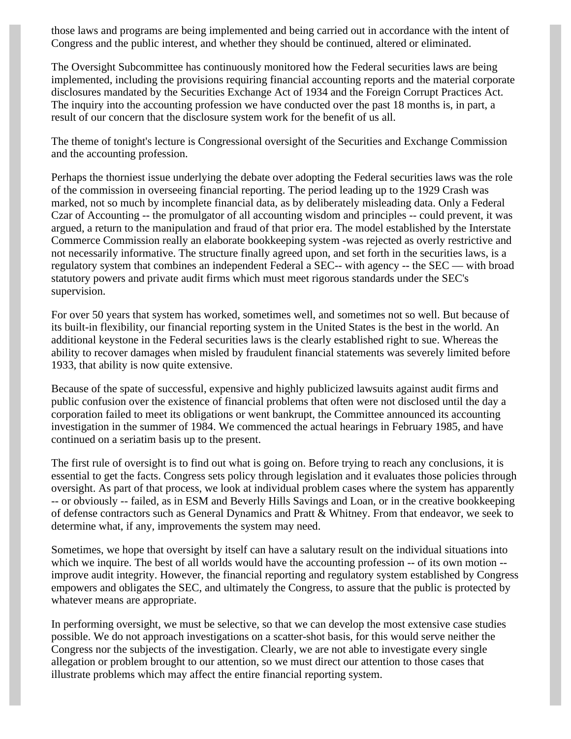those laws and programs are being implemented and being carried out in accordance with the intent of Congress and the public interest, and whether they should be continued, altered or eliminated.

The Oversight Subcommittee has continuously monitored how the Federal securities laws are being implemented, including the provisions requiring financial accounting reports and the material corporate disclosures mandated by the Securities Exchange Act of 1934 and the Foreign Corrupt Practices Act. The inquiry into the accounting profession we have conducted over the past 18 months is, in part, a result of our concern that the disclosure system work for the benefit of us all.

The theme of tonight's lecture is Congressional oversight of the Securities and Exchange Commission and the accounting profession.

Perhaps the thorniest issue underlying the debate over adopting the Federal securities laws was the role of the commission in overseeing financial reporting. The period leading up to the 1929 Crash was marked, not so much by incomplete financial data, as by deliberately misleading data. Only a Federal Czar of Accounting -- the promulgator of all accounting wisdom and principles -- could prevent, it was argued, a return to the manipulation and fraud of that prior era. The model established by the Interstate Commerce Commission really an elaborate bookkeeping system -was rejected as overly restrictive and not necessarily informative. The structure finally agreed upon, and set forth in the securities laws, is a regulatory system that combines an independent Federal a SEC-- with agency -- the SEC — with broad statutory powers and private audit firms which must meet rigorous standards under the SEC's supervision.

For over 50 years that system has worked, sometimes well, and sometimes not so well. But because of its built-in flexibility, our financial reporting system in the United States is the best in the world. An additional keystone in the Federal securities laws is the clearly established right to sue. Whereas the ability to recover damages when misled by fraudulent financial statements was severely limited before 1933, that ability is now quite extensive.

Because of the spate of successful, expensive and highly publicized lawsuits against audit firms and public confusion over the existence of financial problems that often were not disclosed until the day a corporation failed to meet its obligations or went bankrupt, the Committee announced its accounting investigation in the summer of 1984. We commenced the actual hearings in February 1985, and have continued on a seriatim basis up to the present.

The first rule of oversight is to find out what is going on. Before trying to reach any conclusions, it is essential to get the facts. Congress sets policy through legislation and it evaluates those policies through oversight. As part of that process, we look at individual problem cases where the system has apparently -- or obviously -- failed, as in ESM and Beverly Hills Savings and Loan, or in the creative bookkeeping of defense contractors such as General Dynamics and Pratt & Whitney. From that endeavor, we seek to determine what, if any, improvements the system may need.

Sometimes, we hope that oversight by itself can have a salutary result on the individual situations into which we inquire. The best of all worlds would have the accounting profession -- of its own motion -- improve audit integrity. However, the financial reporting and regulatory system established by Congress empowers and obligates the SEC, and ultimately the Congress, to assure that the public is protected by whatever means are appropriate.

In performing oversight, we must be selective, so that we can develop the most extensive case studies possible. We do not approach investigations on a scatter-shot basis, for this would serve neither the Congress nor the subjects of the investigation. Clearly, we are not able to investigate every single allegation or problem brought to our attention, so we must direct our attention to those cases that illustrate problems which may affect the entire financial reporting system.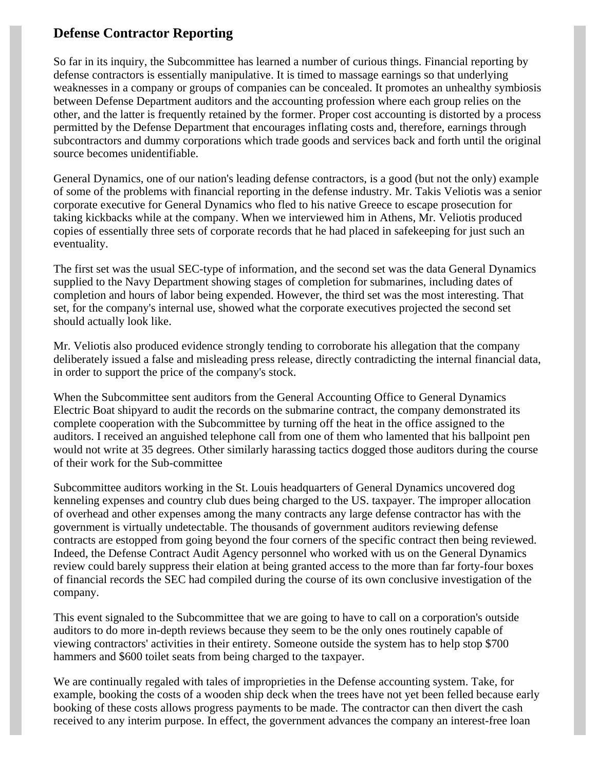## Defense Contractor Reporting

So far in its inquiry, the Subcommittee has learned a number of curious things. Financial reporting by defense contractors is essentially manipulative. It is timed to massage earnings so that underlying weaknesses in a company or groups of companies can be concealed. It promotes an unhealthy symbiosis between Defense Department auditors and the accounting profession where each group relies on the other, and the latter is frequently retained by the former. Proper cost accounting is distorted by a process permitted by the Defense Department that encourages inflating costs and, therefore, earnings through subcontractors and dummy corporations which trade goods and services back and forth until the original source becomes unidentifiable.

General Dynamics, one of our nation's leading defense contractors, is a good (but not the only) example of some of the problems with financial reporting in the defense industry. Mr. Takis Veliotis was a senior corporate executive for General Dynamics who fled to his native Greece to escape prosecution for taking kickbacks while at the company. When we interviewed him in Athens, Mr. Veliotis produced copies of essentially three sets of corporate records that he had placed in safekeeping for just such an eventuality.

The first set was the usual SEC-type of information, and the second set was the data General Dynamics supplied to the Navy Department showing stages of completion for submarines, including dates of completion and hours of labor being expended. However, the third set was the most interesting. That set, for the company's internal use, showed what the corporate executives projected the second set should actually look like.

Mr. Veliotis also produced evidence strongly tending to corroborate his allegation that the company deliberately issued a false and misleading press release, directly contradicting the internal financial data, in order to support the price of the company's stock.

When the Subcommittee sent auditors from the General Accounting Office to General Dynamics Electric Boat shipyard to audit the records on the submarine contract, the company demonstrated its complete cooperation with the Subcommittee by turning off the heat in the office assigned to the auditors. I received an anguished telephone call from one of them who lamented that his ballpoint pen would not write at 35 degrees. Other similarly harassing tactics dogged those auditors during the course of their work for the Sub-committee

Subcommittee auditors working in the St. Louis headquarters of General Dynamics uncovered dog kenneling expenses and country club dues being charged to the US. taxpayer. The improper allocation of overhead and other expenses among the many contracts any large defense contractor has with the government is virtually undetectable. The thousands of government auditors reviewing defense contracts are estopped from going beyond the four corners of the specific contract then being reviewed. Indeed, the Defense Contract Audit Agency personnel who worked with us on the General Dynamics review could barely suppress their elation at being granted access to the more than far forty-four boxes of financial records the SEC had compiled during the course of its own conclusive investigation of the company.

This event signaled to the Subcommittee that we are going to have to call on a corporation's outside auditors to do more in-depth reviews because they seem to be the only ones routinely capable of viewing contractors' activities in their entirety. Someone outside the system has to help stop $700 hammers and $600 toilet seats from being charged to the taxpayer.

We are continually regaled with tales of improprieties in the Defense accounting system. Take, for example, booking the costs of a wooden ship deck when the trees have not yet been felled because early booking of these costs allows progress payments to be made. The contractor can then divert the cash received to any interim purpose. In effect, the government advances the company an interest-free loan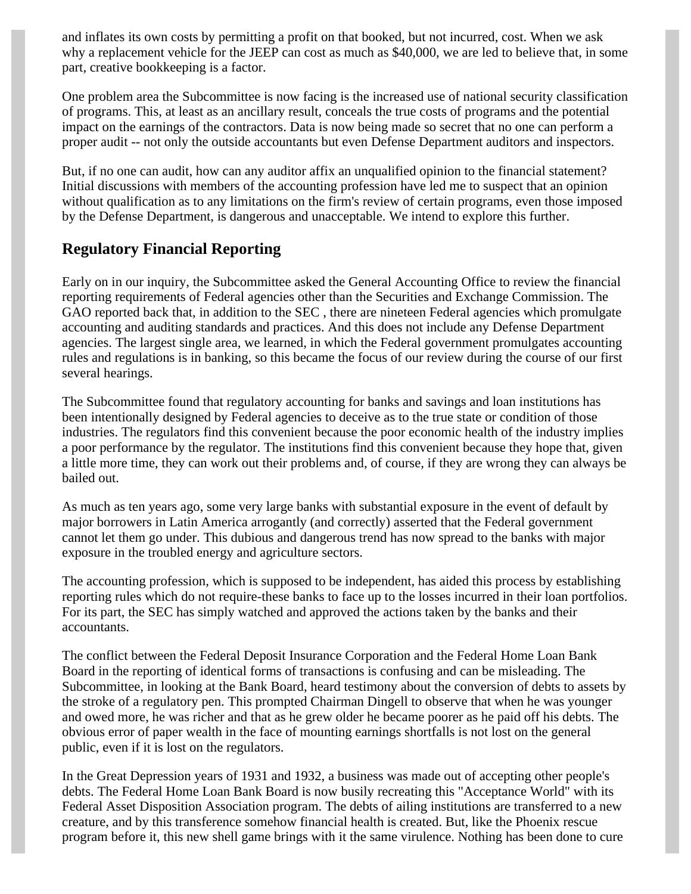and inflates its own costs by permitting a profit on that booked, but not incurred, cost. When we ask why a replacement vehicle for the JEEP can cost as much as $40,000, we are led to believe that, in some part, creative bookkeeping is a factor.

One problem area the Subcommittee is now facing is the increased use of national security classification of programs. This, at least as an ancillary result, conceals the true costs of programs and the potential impact on the earnings of the contractors. Data is now being made so secret that no one can perform a proper audit -- not only the outside accountants but even Defense Department auditors and inspectors.

But, if no one can audit, how can any auditor affix an unqualified opinion to the financial statement? Initial discussions with members of the accounting profession have led me to suspect that an opinion without qualification as to any limitations on the firm's review of certain programs, even those imposed by the Defense Department, is dangerous and unacceptable. We intend to explore this further.

## Regulatory Financial Reporting

Early on in our inquiry, the Subcommittee asked the General Accounting Office to review the financial reporting requirements of Federal agencies other than the Securities and Exchange Commission. The GAO reported back that, in addition to the SEC , there are nineteen Federal agencies which promulgate accounting and auditing standards and practices. And this does not include any Defense Department agencies. The largest single area, we learned, in which the Federal government promulgates accounting rules and regulations is in banking, so this became the focus of our review during the course of our first several hearings.

The Subcommittee found that regulatory accounting for banks and savings and loan institutions has been intentionally designed by Federal agencies to deceive as to the true state or condition of those industries. The regulators find this convenient because the poor economic health of the industry implies a poor performance by the regulator. The institutions find this convenient because they hope that, given a little more time, they can work out their problems and, of course, if they are wrong they can always be bailed out.

As much as ten years ago, some very large banks with substantial exposure in the event of default by major borrowers in Latin America arrogantly (and correctly) asserted that the Federal government cannot let them go under. This dubious and dangerous trend has now spread to the banks with major exposure in the troubled energy and agriculture sectors.

The accounting profession, which is supposed to be independent, has aided this process by establishing reporting rules which do not require-these banks to face up to the losses incurred in their loan portfolios. For its part, the SEC has simply watched and approved the actions taken by the banks and their accountants.

The conflict between the Federal Deposit Insurance Corporation and the Federal Home Loan Bank Board in the reporting of identical forms of transactions is confusing and can be misleading. The Subcommittee, in looking at the Bank Board, heard testimony about the conversion of debts to assets by the stroke of a regulatory pen. This prompted Chairman Dingell to observe that when he was younger and owed more, he was richer and that as he grew older he became poorer as he paid off his debts. The obvious error of paper wealth in the face of mounting earnings shortfalls is not lost on the general public, even if it is lost on the regulators.

In the Great Depression years of 1931 and 1932, a business was made out of accepting other people's debts. The Federal Home Loan Bank Board is now busily recreating this "Acceptance World" with its Federal Asset Disposition Association program. The debts of ailing institutions are transferred to a new creature, and by this transference somehow financial health is created. But, like the Phoenix rescue program before it, this new shell game brings with it the same virulence. Nothing has been done to cure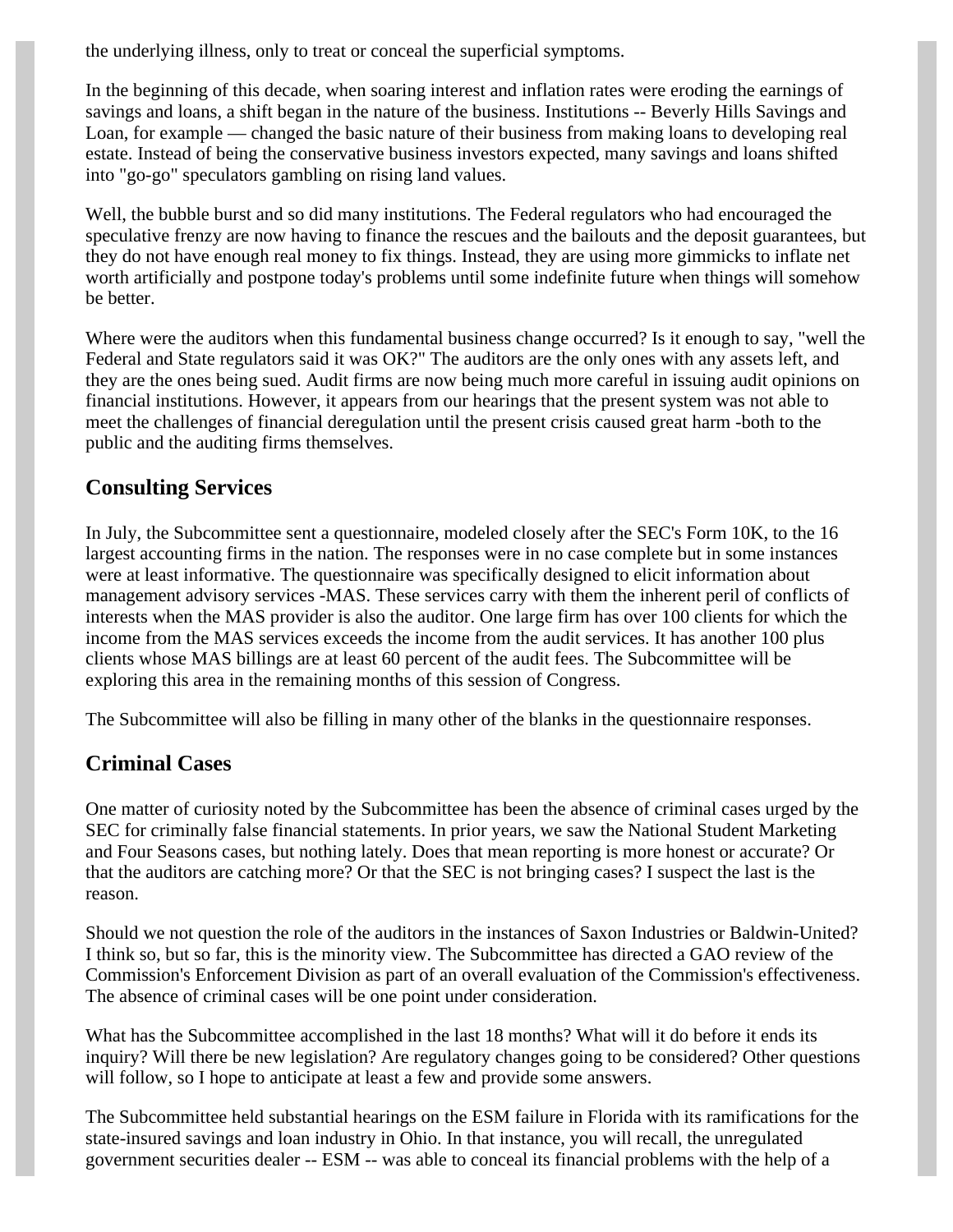the underlying illness, only to treat or conceal the superficial symptoms.

In the beginning of this decade, when soaring interest and inflation rates were eroding the earnings of savings and loans, a shift began in the nature of the business. Institutions -- Beverly Hills Savings and Loan, for example — changed the basic nature of their business from making loans to developing real estate. Instead of being the conservative business investors expected, many savings and loans shifted into "go-go" speculators gambling on rising land values.

Well, the bubble burst and so did many institutions. The Federal regulators who had encouraged the speculative frenzy are now having to finance the rescues and the bailouts and the deposit guarantees, but they do not have enough real money to fix things. Instead, they are using more gimmicks to inflate net worth artificially and postpone today's problems until some indefinite future when things will somehow be better.

Where were the auditors when this fundamental business change occurred? Is it enough to say, "well the Federal and State regulators said it was OK?" The auditors are the only ones with any assets left, and they are the ones being sued. Audit firms are now being much more careful in issuing audit opinions on financial institutions. However, it appears from our hearings that the present system was not able to meet the challenges of financial deregulation until the present crisis caused great harm -both to the public and the auditing firms themselves.

## Consulting Services

In July, the Subcommittee sent a questionnaire, modeled closely after the SEC's Form 10K, to the 16 largest accounting firms in the nation. The responses were in no case complete but in some instances were at least informative. The questionnaire was specifically designed to elicit information about management advisory services -MAS. These services carry with them the inherent peril of conflicts of interests when the MAS provider is also the auditor. One large firm has over 100 clients for which the income from the MAS services exceeds the income from the audit services. It has another 100 plus clients whose MAS billings are at least 60 percent of the audit fees. The Subcommittee will be exploring this area in the remaining months of this session of Congress.

The Subcommittee will also be filling in many other of the blanks in the questionnaire responses.

## Criminal Cases

One matter of curiosity noted by the Subcommittee has been the absence of criminal cases urged by the SEC for criminally false financial statements. In prior years, we saw the National Student Marketing and Four Seasons cases, but nothing lately. Does that mean reporting is more honest or accurate? Or that the auditors are catching more? Or that the SEC is not bringing cases? I suspect the last is the reason.

Should we not question the role of the auditors in the instances of Saxon Industries or Baldwin-United? I think so, but so far, this is the minority view. The Subcommittee has directed a GAO review of the Commission's Enforcement Division as part of an overall evaluation of the Commission's effectiveness. The absence of criminal cases will be one point under consideration.

What has the Subcommittee accomplished in the last 18 months? What will it do before it ends its inquiry? Will there be new legislation? Are regulatory changes going to be considered? Other questions will follow, so I hope to anticipate at least a few and provide some answers.

The Subcommittee held substantial hearings on the ESM failure in Florida with its ramifications for the state-insured savings and loan industry in Ohio. In that instance, you will recall, the unregulated government securities dealer -- ESM -- was able to conceal its financial problems with the help of a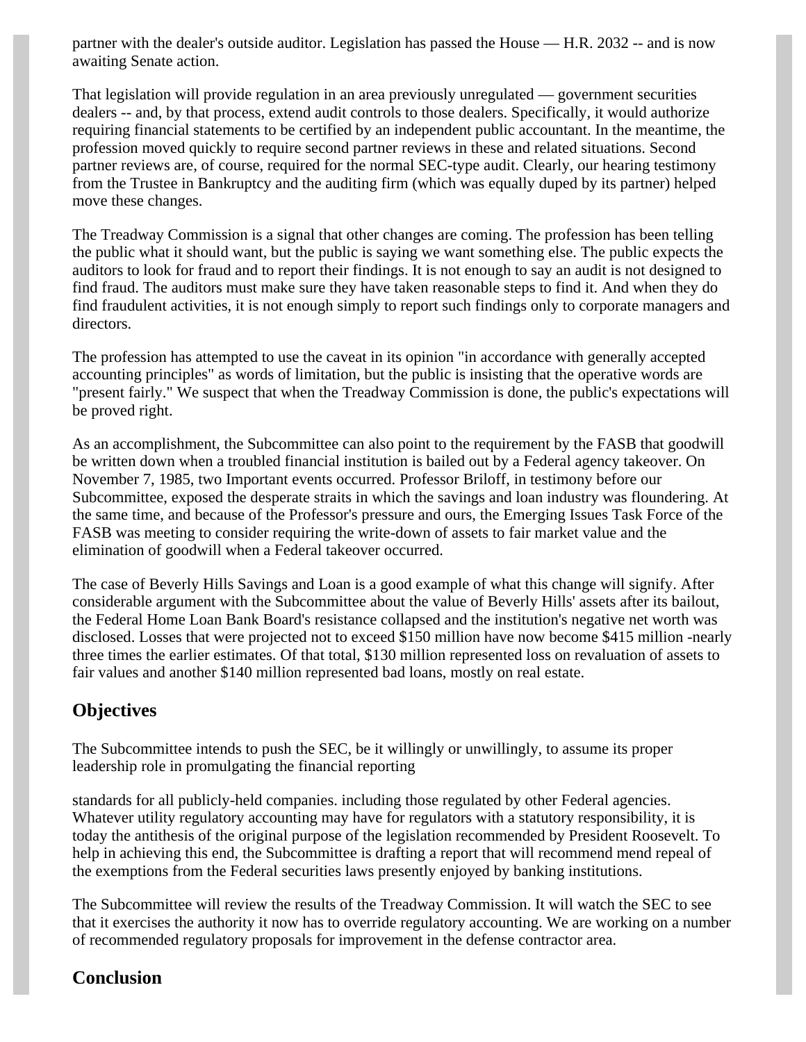partner with the dealer's outside auditor. Legislation has passed the House — H.R. 2032 -- and is now awaiting Senate action.

That legislation will provide regulation in an area previously unregulated — government securities dealers -- and, by that process, extend audit controls to those dealers. Specifically, it would authorize requiring financial statements to be certified by an independent public accountant. In the meantime, the profession moved quickly to require second partner reviews in these and related situations. Second partner reviews are, of course, required for the normal SEC-type audit. Clearly, our hearing testimony from the Trustee in Bankruptcy and the auditing firm (which was equally duped by its partner) helped move these changes.

The Treadway Commission is a signal that other changes are coming. The profession has been telling the public what it should want, but the public is saying we want something else. The public expects the auditors to look for fraud and to report their findings. It is not enough to say an audit is not designed to find fraud. The auditors must make sure they have taken reasonable steps to find it. And when they do find fraudulent activities, it is not enough simply to report such findings only to corporate managers and directors.

The profession has attempted to use the caveat in its opinion "in accordance with generally accepted accounting principles" as words of limitation, but the public is insisting that the operative words are "present fairly." We suspect that when the Treadway Commission is done, the public's expectations will be proved right.

As an accomplishment, the Subcommittee can also point to the requirement by the FASB that goodwill be written down when a troubled financial institution is bailed out by a Federal agency takeover. On November 7, 1985, two Important events occurred. Professor Briloff, in testimony before our Subcommittee, exposed the desperate straits in which the savings and loan industry was floundering. At the same time, and because of the Professor's pressure and ours, the Emerging Issues Task Force of the FASB was meeting to consider requiring the write-down of assets to fair market value and the elimination of goodwill when a Federal takeover occurred.

The case of Beverly Hills Savings and Loan is a good example of what this change will signify. After considerable argument with the Subcommittee about the value of Beverly Hills' assets after its bailout, the Federal Home Loan Bank Board's resistance collapsed and the institution's negative net worth was disclosed. Losses that were projected not to exceed $150 million have now become $415 million -nearly three times the earlier estimates. Of that total, $130 million represented loss on revaluation of assets to fair values and another $140 million represented bad loans, mostly on real estate.

## Objectives

The Subcommittee intends to push the SEC, be it willingly or unwillingly, to assume its proper leadership role in promulgating the financial reporting standards for all publicly-held companies. including those regulated by other Federal agencies. Whatever utility regulatory accounting may have for regulators with a statutory responsibility, it is today the antithesis of the original purpose of the legislation recommended by President Roosevelt. To help in achieving this end, the Subcommittee is drafting a report that will recommend mend repeal of the exemptions from the Federal securities laws presently enjoyed by banking institutions.

The Subcommittee will review the results of the Treadway Commission. It will watch the SEC to see that it exercises the authority it now has to override regulatory accounting. We are working on a number of recommended regulatory proposals for improvement in the defense contractor area.

## Conclusion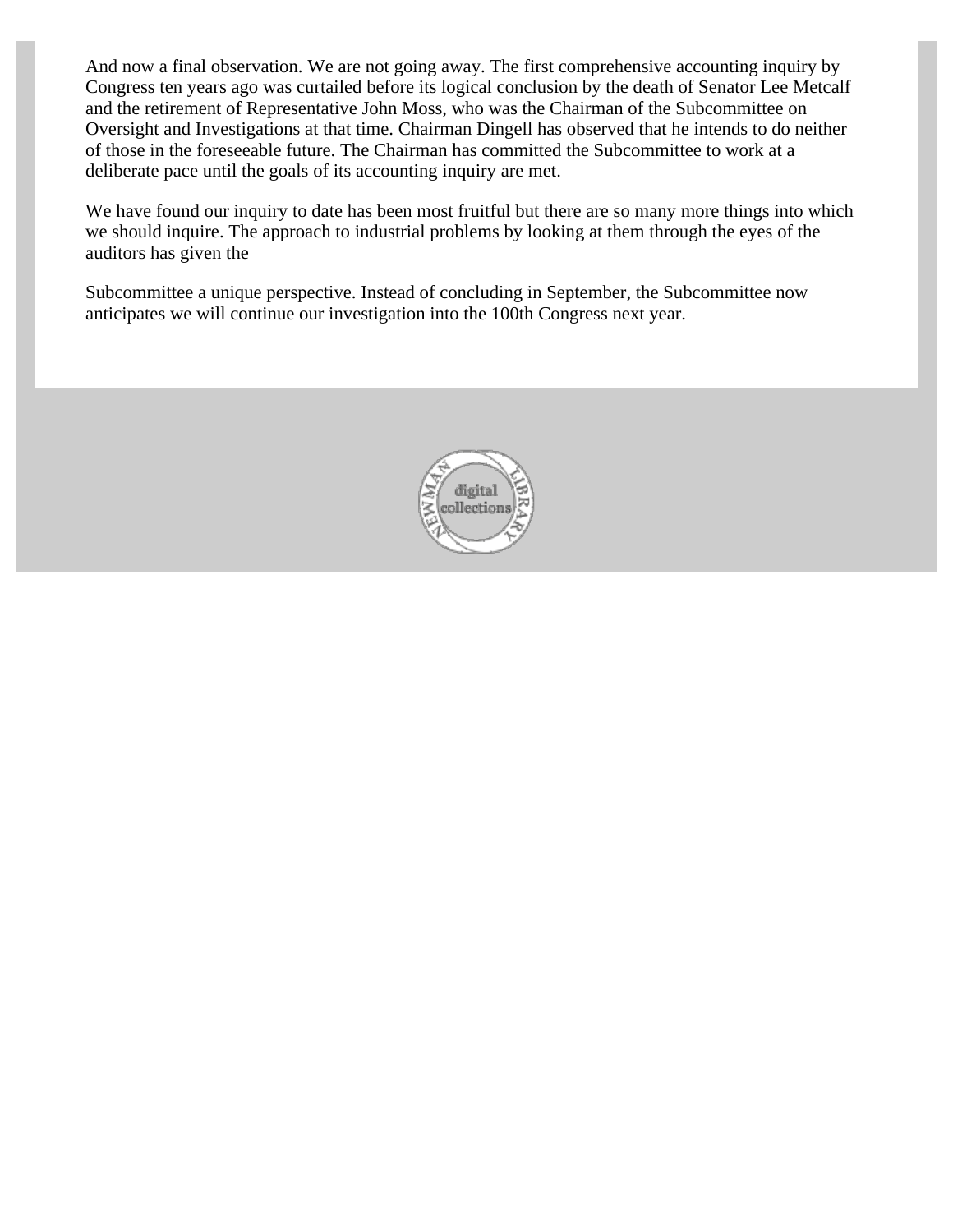And now a final observation. We are not going away. The first comprehensive accounting inquiry by Congress ten years ago was curtailed before its logical conclusion by the death of Senator Lee Metcalf and the retirement of Representative John Moss, who was the Chairman of the Subcommittee on Oversight and Investigations at that time. Chairman Dingell has observed that he intends to do neither of those in the foreseeable future. The Chairman has committed the Subcommittee to work at a deliberate pace until the goals of its accounting inquiry are met.

We have found our inquiry to date has been most fruitful but there are so many more things into which we should inquire. The approach to industrial problems by looking at them through the eyes of the auditors has given the

Subcommittee a unique perspective. Instead of concluding in September, the Subcommittee now anticipates we will continue our investigation into the 100th Congress next year.